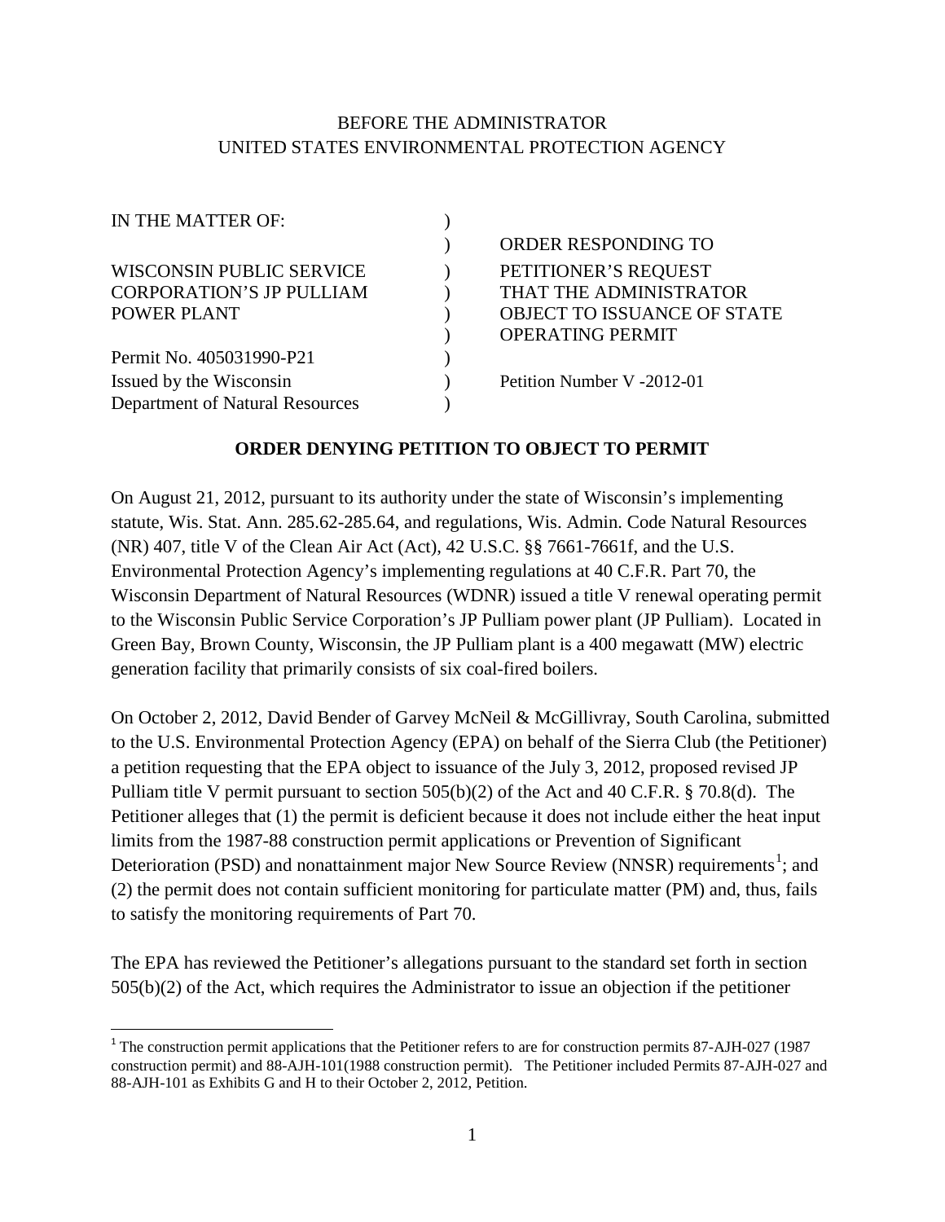BEFORE THE ADMINISTRATOR
UNITED STATES ENVIRONMENTAL PROTECTION AGENCY

| | | |
|---|---|---|
| IN THE MATTER OF: | ) | |
| | ) | ORDER RESPONDING TO |
| WISCONSIN PUBLIC SERVICE | ) | PETITIONER'S REQUEST |
| CORPORATION'S JP PULLIAM | ) | THAT THE ADMINISTRATOR |
| POWER PLANT | ) | OBJECT TO ISSUANCE OF STATE |
| | ) | OPERATING PERMIT |
| Permit No. 405031990-P21 | ) | |
| Issued by the Wisconsin | ) | Petition Number V -2012-01 |
| Department of Natural Resources | ) | |

**ORDER DENYING PETITION TO OBJECT TO PERMIT**

On August 21, 2012, pursuant to its authority under the state of Wisconsin's implementing statute, Wis. Stat. Ann. 285.62-285.64, and regulations, Wis. Admin. Code Natural Resources (NR) 407, title V of the Clean Air Act (Act), 42 U.S.C. §§ 7661-7661f, and the U.S. Environmental Protection Agency's implementing regulations at 40 C.F.R. Part 70, the Wisconsin Department of Natural Resources (WDNR) issued a title V renewal operating permit to the Wisconsin Public Service Corporation's JP Pulliam power plant (JP Pulliam). Located in Green Bay, Brown County, Wisconsin, the JP Pulliam plant is a 400 megawatt (MW) electric generation facility that primarily consists of six coal-fired boilers.

On October 2, 2012, David Bender of Garvey McNeil & McGillivray, South Carolina, submitted to the U.S. Environmental Protection Agency (EPA) on behalf of the Sierra Club (the Petitioner) a petition requesting that the EPA object to issuance of the July 3, 2012, proposed revised JP Pulliam title V permit pursuant to section 505(b)(2) of the Act and 40 C.F.R. § 70.8(d). The Petitioner alleges that (1) the permit is deficient because it does not include either the heat input limits from the 1987-88 construction permit applications or Prevention of Significant Deterioration (PSD) and nonattainment major New Source Review (NNSR) requirements[1]; and (2) the permit does not contain sufficient monitoring for particulate matter (PM) and, thus, fails to satisfy the monitoring requirements of Part 70.

The EPA has reviewed the Petitioner's allegations pursuant to the standard set forth in section 505(b)(2) of the Act, which requires the Administrator to issue an objection if the petitioner

[1] The construction permit applications that the Petitioner refers to are for construction permits 87-AJH-027 (1987 construction permit) and 88-AJH-101(1988 construction permit). The Petitioner included Permits 87-AJH-027 and 88-AJH-101 as Exhibits G and H to their October 2, 2012, Petition.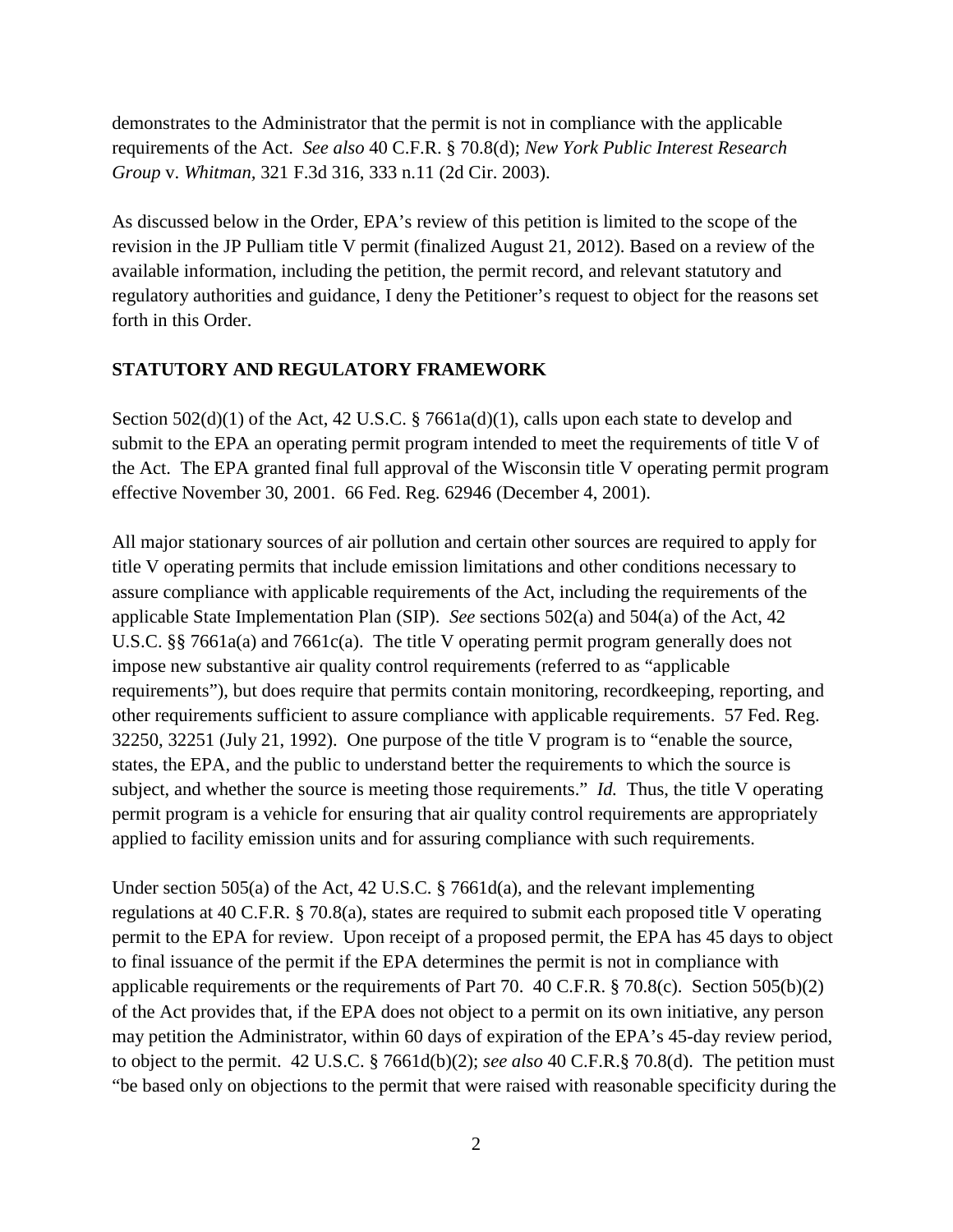demonstrates to the Administrator that the permit is not in compliance with the applicable requirements of the Act. *See also* 40 C.F.R. § 70.8(d); *New York Public Interest Research Group* v. *Whitman,* 321 F.3d 316, 333 n.11 (2d Cir. 2003).

As discussed below in the Order, EPA's review of this petition is limited to the scope of the revision in the JP Pulliam title V permit (finalized August 21, 2012). Based on a review of the available information, including the petition, the permit record, and relevant statutory and regulatory authorities and guidance, I deny the Petitioner's request to object for the reasons set forth in this Order.

## STATUTORY AND REGULATORY FRAMEWORK

Section 502(d)(1) of the Act, 42 U.S.C. § 7661a(d)(1), calls upon each state to develop and submit to the EPA an operating permit program intended to meet the requirements of title V of the Act. The EPA granted final full approval of the Wisconsin title V operating permit program effective November 30, 2001. 66 Fed. Reg. 62946 (December 4, 2001).

All major stationary sources of air pollution and certain other sources are required to apply for title V operating permits that include emission limitations and other conditions necessary to assure compliance with applicable requirements of the Act, including the requirements of the applicable State Implementation Plan (SIP). *See* sections 502(a) and 504(a) of the Act, 42 U.S.C. §§ 7661a(a) and 7661c(a). The title V operating permit program generally does not impose new substantive air quality control requirements (referred to as "applicable requirements"), but does require that permits contain monitoring, recordkeeping, reporting, and other requirements sufficient to assure compliance with applicable requirements. 57 Fed. Reg. 32250, 32251 (July 21, 1992). One purpose of the title V program is to "enable the source, states, the EPA, and the public to understand better the requirements to which the source is subject, and whether the source is meeting those requirements." *Id.* Thus, the title V operating permit program is a vehicle for ensuring that air quality control requirements are appropriately applied to facility emission units and for assuring compliance with such requirements.

Under section 505(a) of the Act, 42 U.S.C. § 7661d(a), and the relevant implementing regulations at 40 C.F.R. § 70.8(a), states are required to submit each proposed title V operating permit to the EPA for review. Upon receipt of a proposed permit, the EPA has 45 days to object to final issuance of the permit if the EPA determines the permit is not in compliance with applicable requirements or the requirements of Part 70. 40 C.F.R. § 70.8(c). Section 505(b)(2) of the Act provides that, if the EPA does not object to a permit on its own initiative, any person may petition the Administrator, within 60 days of expiration of the EPA's 45-day review period, to object to the permit. 42 U.S.C. § 7661d(b)(2); *see also* 40 C.F.R.§ 70.8(d). The petition must "be based only on objections to the permit that were raised with reasonable specificity during the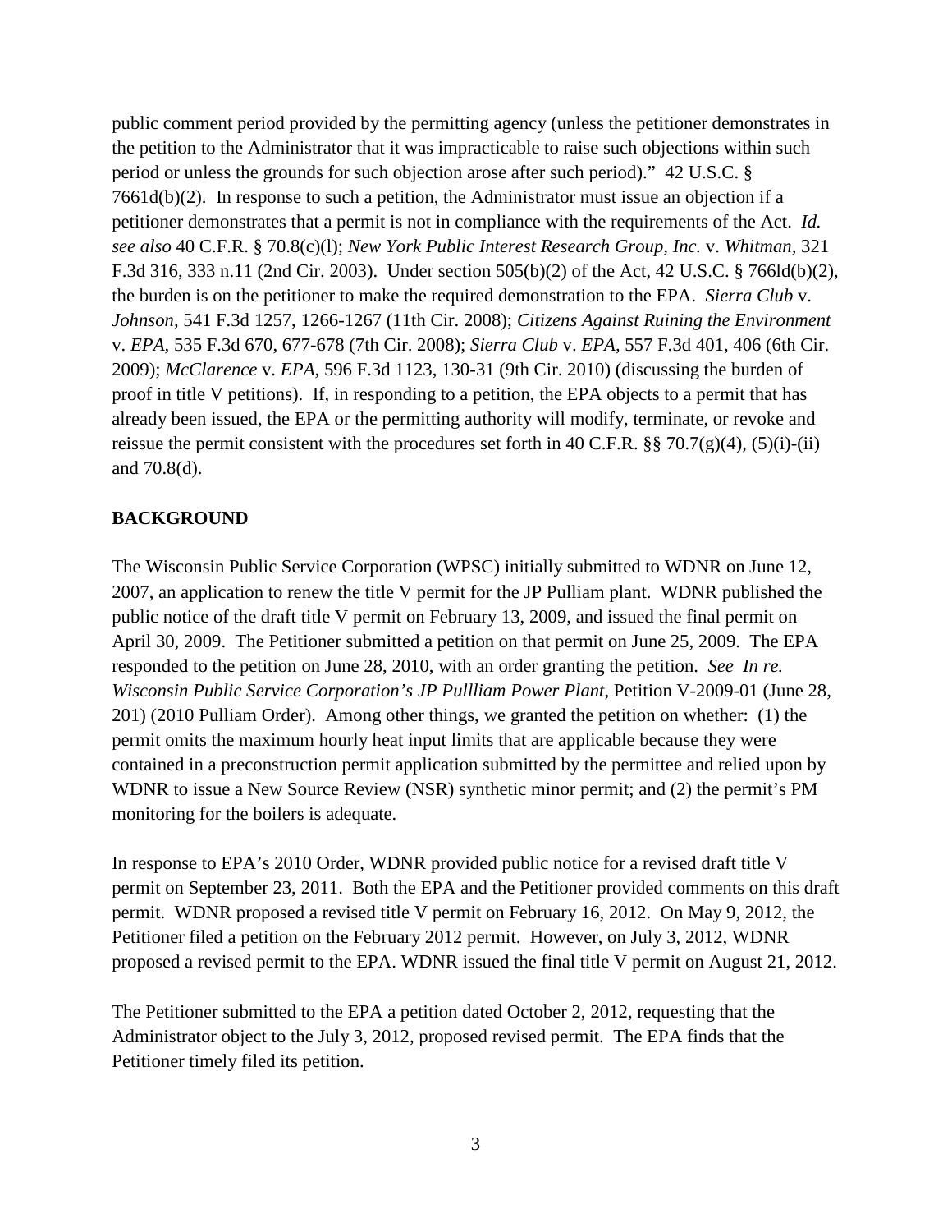public comment period provided by the permitting agency (unless the petitioner demonstrates in the petition to the Administrator that it was impracticable to raise such objections within such period or unless the grounds for such objection arose after such period)." 42 U.S.C. § 7661d(b)(2). In response to such a petition, the Administrator must issue an objection if a petitioner demonstrates that a permit is not in compliance with the requirements of the Act. *Id. see also* 40 C.F.R. § 70.8(c)(l); *New York Public Interest Research Group, Inc.* v. *Whitman,* 321 F.3d 316, 333 n.11 (2nd Cir. 2003). Under section 505(b)(2) of the Act, 42 U.S.C. § 766ld(b)(2), the burden is on the petitioner to make the required demonstration to the EPA. *Sierra Club* v. *Johnson,* 541 F.3d 1257, 1266-1267 (11th Cir. 2008); *Citizens Against Ruining the Environment* v. *EPA*, 535 F.3d 670, 677-678 (7th Cir. 2008); *Sierra Club* v. *EPA*, 557 F.3d 401, 406 (6th Cir. 2009); *McClarence* v. *EPA*, 596 F.3d 1123, 130-31 (9th Cir. 2010) (discussing the burden of proof in title V petitions). If, in responding to a petition, the EPA objects to a permit that has already been issued, the EPA or the permitting authority will modify, terminate, or revoke and reissue the permit consistent with the procedures set forth in 40 C.F.R. §§ 70.7(g)(4), (5)(i)-(ii) and 70.8(d).

## BACKGROUND

The Wisconsin Public Service Corporation (WPSC) initially submitted to WDNR on June 12, 2007, an application to renew the title V permit for the JP Pulliam plant. WDNR published the public notice of the draft title V permit on February 13, 2009, and issued the final permit on April 30, 2009. The Petitioner submitted a petition on that permit on June 25, 2009. The EPA responded to the petition on June 28, 2010, with an order granting the petition. *See In re. Wisconsin Public Service Corporation's JP Pullliam Power Plant*, Petition V-2009-01 (June 28, 201) (2010 Pulliam Order). Among other things, we granted the petition on whether: (1) the permit omits the maximum hourly heat input limits that are applicable because they were contained in a preconstruction permit application submitted by the permittee and relied upon by WDNR to issue a New Source Review (NSR) synthetic minor permit; and (2) the permit's PM monitoring for the boilers is adequate.

In response to EPA's 2010 Order, WDNR provided public notice for a revised draft title V permit on September 23, 2011. Both the EPA and the Petitioner provided comments on this draft permit. WDNR proposed a revised title V permit on February 16, 2012. On May 9, 2012, the Petitioner filed a petition on the February 2012 permit. However, on July 3, 2012, WDNR proposed a revised permit to the EPA. WDNR issued the final title V permit on August 21, 2012.

The Petitioner submitted to the EPA a petition dated October 2, 2012, requesting that the Administrator object to the July 3, 2012, proposed revised permit. The EPA finds that the Petitioner timely filed its petition.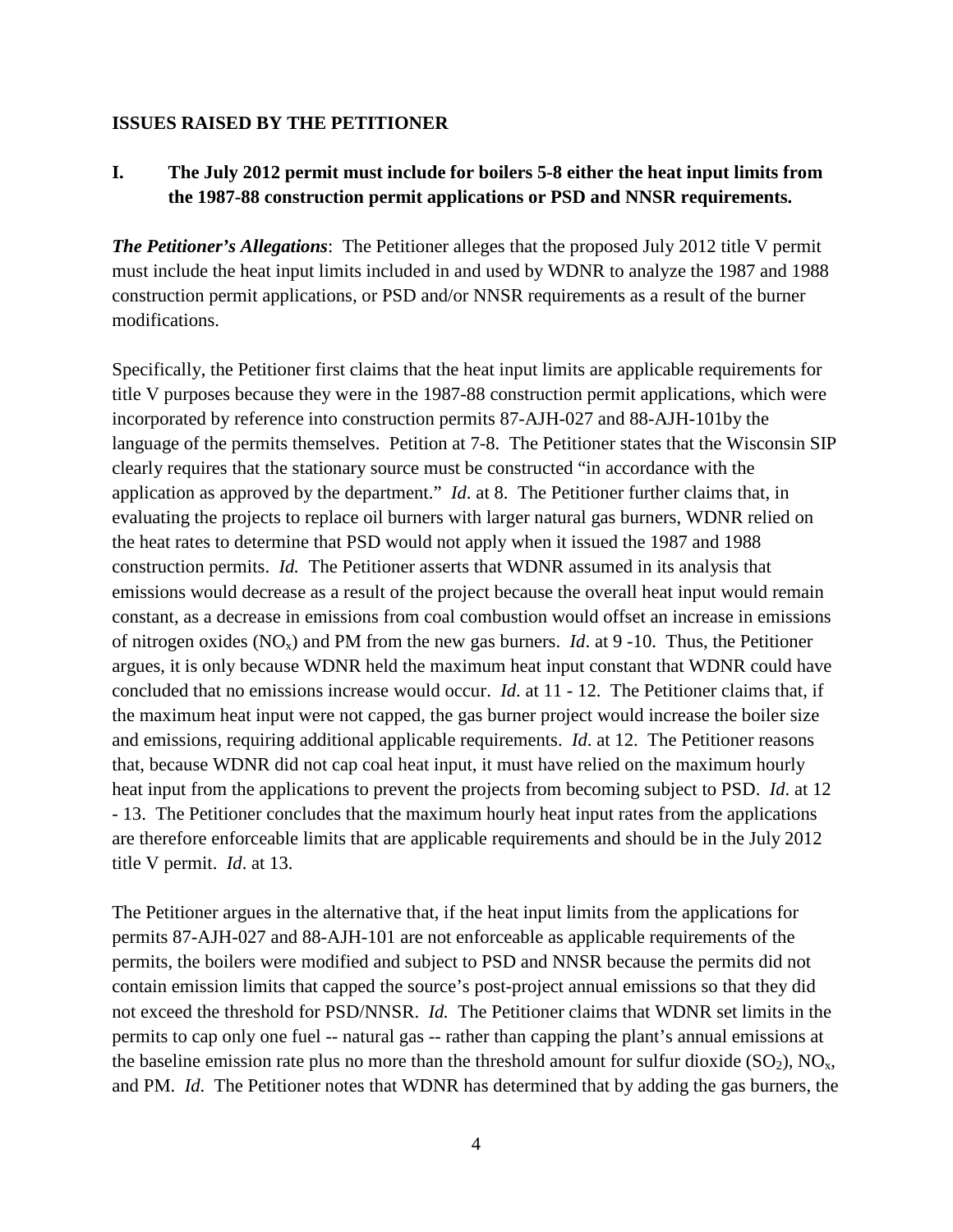## ISSUES RAISED BY THE PETITIONER

### I. The July 2012 permit must include for boilers 5-8 either the heat input limits from the 1987-88 construction permit applications or PSD and NNSR requirements.

***The Petitioner's Allegations***: The Petitioner alleges that the proposed July 2012 title V permit must include the heat input limits included in and used by WDNR to analyze the 1987 and 1988 construction permit applications, or PSD and/or NNSR requirements as a result of the burner modifications.

Specifically, the Petitioner first claims that the heat input limits are applicable requirements for title V purposes because they were in the 1987-88 construction permit applications, which were incorporated by reference into construction permits 87-AJH-027 and 88-AJH-101by the language of the permits themselves. Petition at 7-8. The Petitioner states that the Wisconsin SIP clearly requires that the stationary source must be constructed "in accordance with the application as approved by the department." *Id*. at 8. The Petitioner further claims that, in evaluating the projects to replace oil burners with larger natural gas burners, WDNR relied on the heat rates to determine that PSD would not apply when it issued the 1987 and 1988 construction permits. *Id.* The Petitioner asserts that WDNR assumed in its analysis that emissions would decrease as a result of the project because the overall heat input would remain constant, as a decrease in emissions from coal combustion would offset an increase in emissions of nitrogen oxides ($NO_x$) and PM from the new gas burners. *Id*. at 9 -10. Thus, the Petitioner argues, it is only because WDNR held the maximum heat input constant that WDNR could have concluded that no emissions increase would occur. *Id*. at 11 - 12. The Petitioner claims that, if the maximum heat input were not capped, the gas burner project would increase the boiler size and emissions, requiring additional applicable requirements. *Id*. at 12. The Petitioner reasons that, because WDNR did not cap coal heat input, it must have relied on the maximum hourly heat input from the applications to prevent the projects from becoming subject to PSD. *Id*. at 12 - 13. The Petitioner concludes that the maximum hourly heat input rates from the applications are therefore enforceable limits that are applicable requirements and should be in the July 2012 title V permit. *Id*. at 13.

The Petitioner argues in the alternative that, if the heat input limits from the applications for permits 87-AJH-027 and 88-AJH-101 are not enforceable as applicable requirements of the permits, the boilers were modified and subject to PSD and NNSR because the permits did not contain emission limits that capped the source's post-project annual emissions so that they did not exceed the threshold for PSD/NNSR. *Id.* The Petitioner claims that WDNR set limits in the permits to cap only one fuel -- natural gas -- rather than capping the plant's annual emissions at the baseline emission rate plus no more than the threshold amount for sulfur dioxide ($SO_2$), $NO_x$, and PM. *Id*. The Petitioner notes that WDNR has determined that by adding the gas burners, the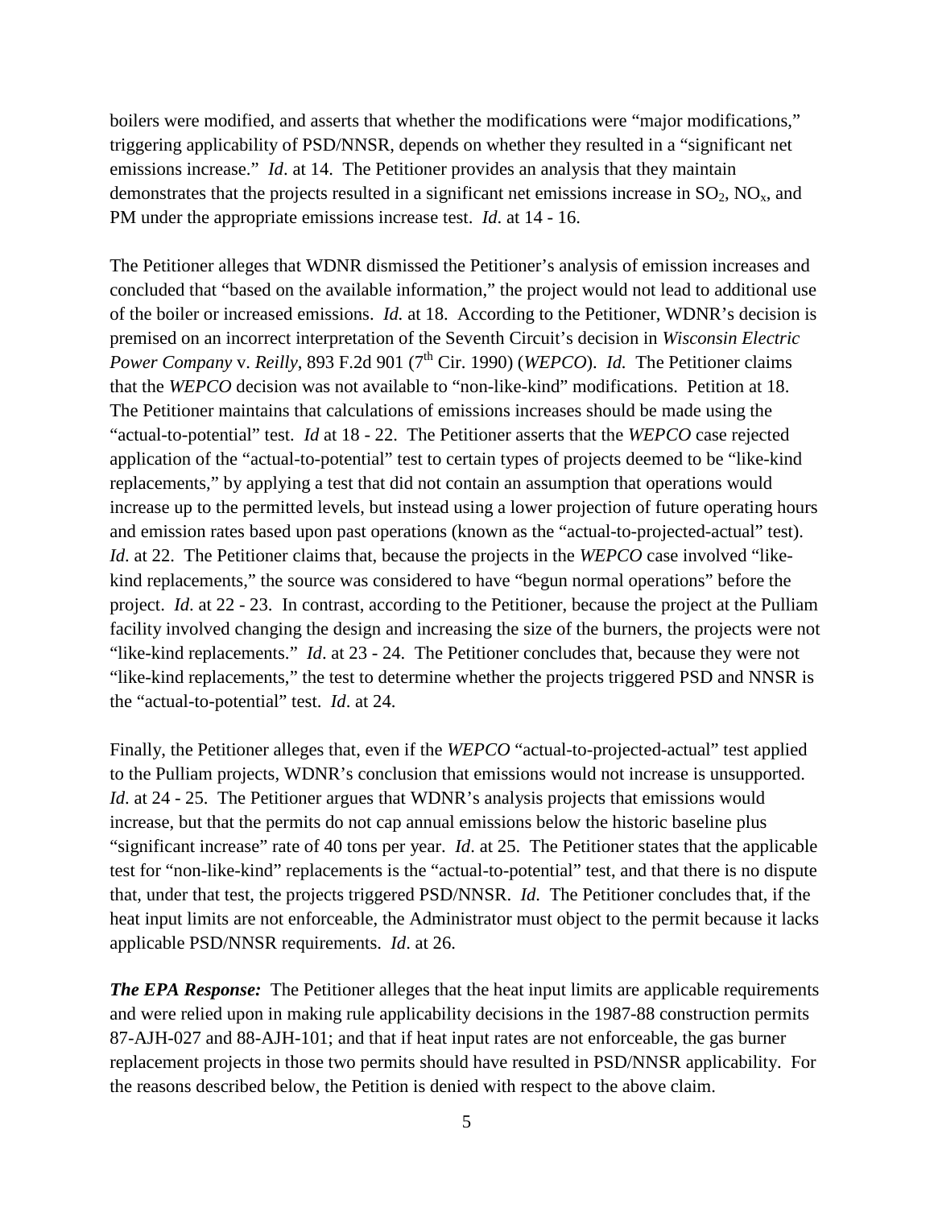boilers were modified, and asserts that whether the modifications were "major modifications," triggering applicability of PSD/NNSR, depends on whether they resulted in a "significant net emissions increase." *Id*. at 14. The Petitioner provides an analysis that they maintain demonstrates that the projects resulted in a significant net emissions increase in $SO_2$, $NO_x$, and PM under the appropriate emissions increase test. *Id*. at 14 - 16.

The Petitioner alleges that WDNR dismissed the Petitioner's analysis of emission increases and concluded that "based on the available information," the project would not lead to additional use of the boiler or increased emissions. *Id.* at 18. According to the Petitioner, WDNR's decision is premised on an incorrect interpretation of the Seventh Circuit's decision in *Wisconsin Electric Power Company* v. *Reilly*, 893 F.2d 901 (7th Cir. 1990) (*WEPCO*). *Id.* The Petitioner claims that the *WEPCO* decision was not available to "non-like-kind" modifications. Petition at 18. The Petitioner maintains that calculations of emissions increases should be made using the "actual-to-potential" test. *Id* at 18 - 22. The Petitioner asserts that the *WEPCO* case rejected application of the "actual-to-potential" test to certain types of projects deemed to be "like-kind replacements," by applying a test that did not contain an assumption that operations would increase up to the permitted levels, but instead using a lower projection of future operating hours and emission rates based upon past operations (known as the "actual-to-projected-actual" test). *Id*. at 22. The Petitioner claims that, because the projects in the *WEPCO* case involved "like-kind replacements," the source was considered to have "begun normal operations" before the project. *Id*. at 22 - 23. In contrast, according to the Petitioner, because the project at the Pulliam facility involved changing the design and increasing the size of the burners, the projects were not "like-kind replacements." *Id*. at 23 - 24. The Petitioner concludes that, because they were not "like-kind replacements," the test to determine whether the projects triggered PSD and NNSR is the "actual-to-potential" test. *Id*. at 24.

Finally, the Petitioner alleges that, even if the *WEPCO* "actual-to-projected-actual" test applied to the Pulliam projects, WDNR's conclusion that emissions would not increase is unsupported. *Id*. at 24 - 25. The Petitioner argues that WDNR's analysis projects that emissions would increase, but that the permits do not cap annual emissions below the historic baseline plus "significant increase" rate of 40 tons per year. *Id*. at 25. The Petitioner states that the applicable test for "non-like-kind" replacements is the "actual-to-potential" test, and that there is no dispute that, under that test, the projects triggered PSD/NNSR. *Id*. The Petitioner concludes that, if the heat input limits are not enforceable, the Administrator must object to the permit because it lacks applicable PSD/NNSR requirements. *Id*. at 26.

***The EPA Response:*** The Petitioner alleges that the heat input limits are applicable requirements and were relied upon in making rule applicability decisions in the 1987-88 construction permits 87-AJH-027 and 88-AJH-101; and that if heat input rates are not enforceable, the gas burner replacement projects in those two permits should have resulted in PSD/NNSR applicability. For the reasons described below, the Petition is denied with respect to the above claim.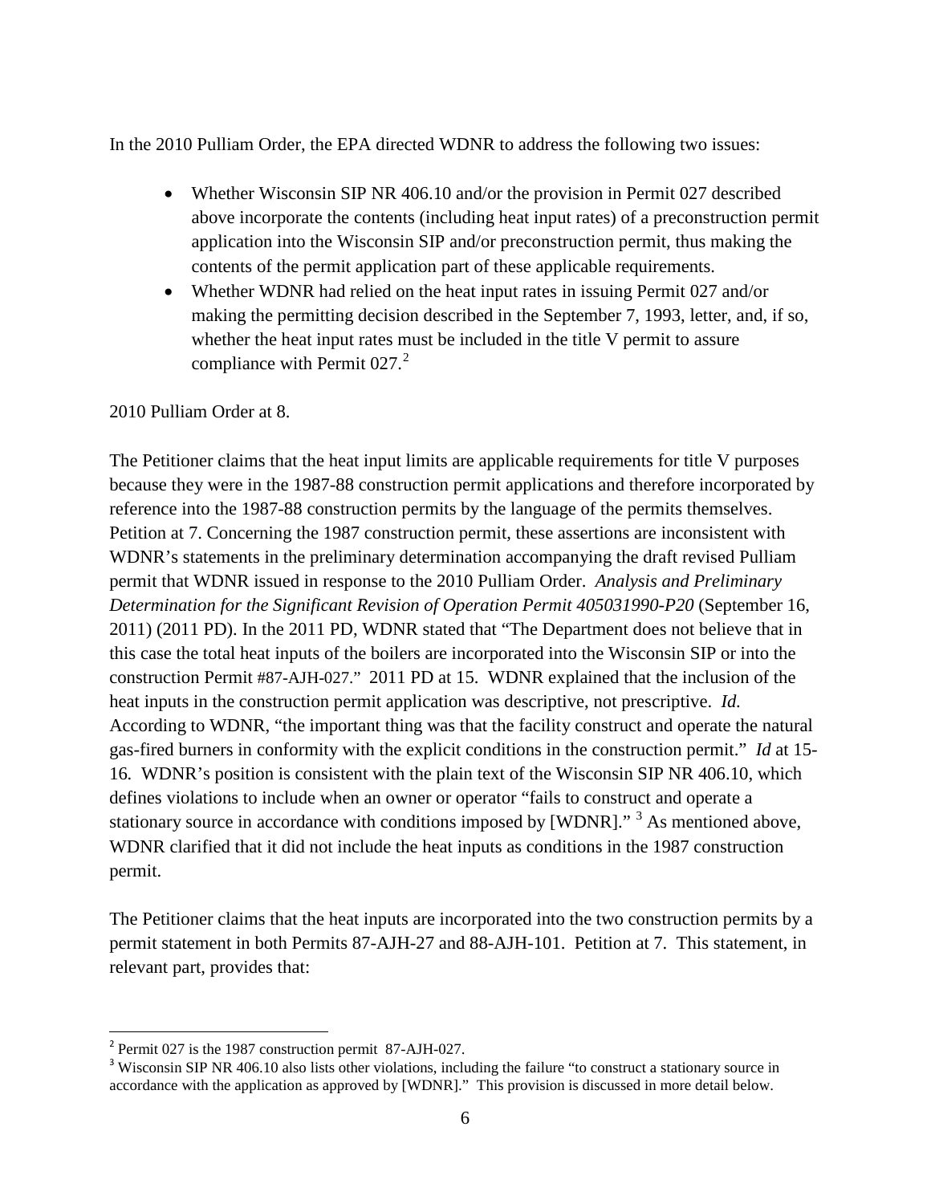In the 2010 Pulliam Order, the EPA directed WDNR to address the following two issues:

- Whether Wisconsin SIP NR 406.10 and/or the provision in Permit 027 described above incorporate the contents (including heat input rates) of a preconstruction permit application into the Wisconsin SIP and/or preconstruction permit, thus making the contents of the permit application part of these applicable requirements.
- Whether WDNR had relied on the heat input rates in issuing Permit 027 and/or making the permitting decision described in the September 7, 1993, letter, and, if so, whether the heat input rates must be included in the title V permit to assure compliance with Permit 027.[2]

2010 Pulliam Order at 8.

The Petitioner claims that the heat input limits are applicable requirements for title V purposes because they were in the 1987-88 construction permit applications and therefore incorporated by reference into the 1987-88 construction permits by the language of the permits themselves. Petition at 7. Concerning the 1987 construction permit, these assertions are inconsistent with WDNR's statements in the preliminary determination accompanying the draft revised Pulliam permit that WDNR issued in response to the 2010 Pulliam Order. *Analysis and Preliminary Determination for the Significant Revision of Operation Permit 405031990-P20* (September 16, 2011) (2011 PD). In the 2011 PD, WDNR stated that "The Department does not believe that in this case the total heat inputs of the boilers are incorporated into the Wisconsin SIP or into the construction Permit #87-AJH-027." 2011 PD at 15. WDNR explained that the inclusion of the heat inputs in the construction permit application was descriptive, not prescriptive. *Id.* According to WDNR, "the important thing was that the facility construct and operate the natural gas-fired burners in conformity with the explicit conditions in the construction permit." *Id* at 15-16. WDNR's position is consistent with the plain text of the Wisconsin SIP NR 406.10, which defines violations to include when an owner or operator "fails to construct and operate a stationary source in accordance with conditions imposed by [WDNR]." [3] As mentioned above, WDNR clarified that it did not include the heat inputs as conditions in the 1987 construction permit.

The Petitioner claims that the heat inputs are incorporated into the two construction permits by a permit statement in both Permits 87-AJH-27 and 88-AJH-101. Petition at 7. This statement, in relevant part, provides that:

---

[2] Permit 027 is the 1987 construction permit 87-AJH-027.

[3] Wisconsin SIP NR 406.10 also lists other violations, including the failure "to construct a stationary source in accordance with the application as approved by [WDNR]." This provision is discussed in more detail below.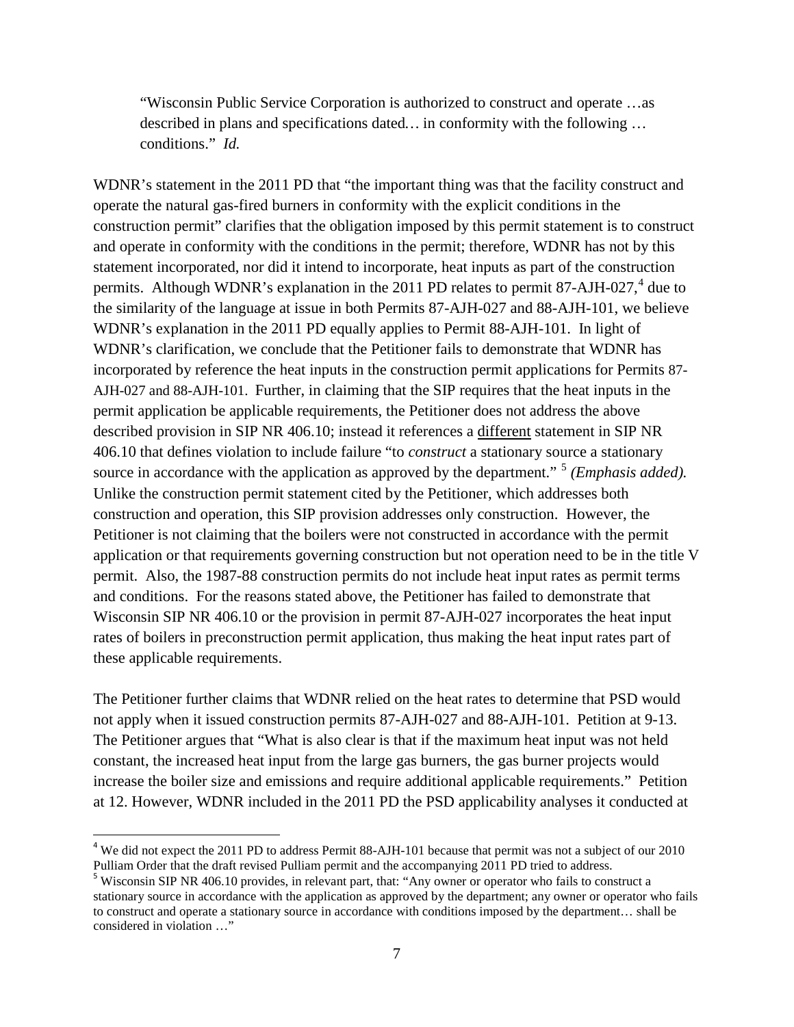> "Wisconsin Public Service Corporation is authorized to construct and operate …as described in plans and specifications dated… in conformity with the following … conditions." *Id.*

WDNR's statement in the 2011 PD that "the important thing was that the facility construct and operate the natural gas-fired burners in conformity with the explicit conditions in the construction permit" clarifies that the obligation imposed by this permit statement is to construct and operate in conformity with the conditions in the permit; therefore, WDNR has not by this statement incorporated, nor did it intend to incorporate, heat inputs as part of the construction permits. Although WDNR's explanation in the 2011 PD relates to permit 87-AJH-027,[4] due to the similarity of the language at issue in both Permits 87-AJH-027 and 88-AJH-101, we believe WDNR's explanation in the 2011 PD equally applies to Permit 88-AJH-101. In light of WDNR's clarification, we conclude that the Petitioner fails to demonstrate that WDNR has incorporated by reference the heat inputs in the construction permit applications for Permits 87-AJH-027 and 88-AJH-101. Further, in claiming that the SIP requires that the heat inputs in the permit application be applicable requirements, the Petitioner does not address the above described provision in SIP NR 406.10; instead it references a <u>different</u> statement in SIP NR 406.10 that defines violation to include failure "to *construct* a stationary source a stationary source in accordance with the application as approved by the department." [5] *(Emphasis added).* Unlike the construction permit statement cited by the Petitioner, which addresses both construction and operation, this SIP provision addresses only construction. However, the Petitioner is not claiming that the boilers were not constructed in accordance with the permit application or that requirements governing construction but not operation need to be in the title V permit. Also, the 1987-88 construction permits do not include heat input rates as permit terms and conditions. For the reasons stated above, the Petitioner has failed to demonstrate that Wisconsin SIP NR 406.10 or the provision in permit 87-AJH-027 incorporates the heat input rates of boilers in preconstruction permit application, thus making the heat input rates part of these applicable requirements.

The Petitioner further claims that WDNR relied on the heat rates to determine that PSD would not apply when it issued construction permits 87-AJH-027 and 88-AJH-101. Petition at 9-13. The Petitioner argues that "What is also clear is that if the maximum heat input was not held constant, the increased heat input from the large gas burners, the gas burner projects would increase the boiler size and emissions and require additional applicable requirements." Petition at 12. However, WDNR included in the 2011 PD the PSD applicability analyses it conducted at

---

[4] We did not expect the 2011 PD to address Permit 88-AJH-101 because that permit was not a subject of our 2010 Pulliam Order that the draft revised Pulliam permit and the accompanying 2011 PD tried to address.

[5] Wisconsin SIP NR 406.10 provides, in relevant part, that: "Any owner or operator who fails to construct a stationary source in accordance with the application as approved by the department; any owner or operator who fails to construct and operate a stationary source in accordance with conditions imposed by the department… shall be considered in violation …"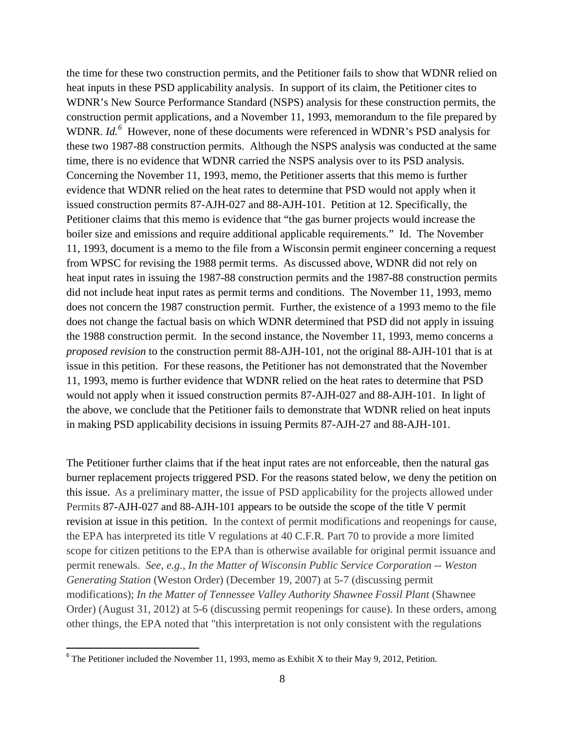the time for these two construction permits, and the Petitioner fails to show that WDNR relied on heat inputs in these PSD applicability analysis. In support of its claim, the Petitioner cites to WDNR's New Source Performance Standard (NSPS) analysis for these construction permits, the construction permit applications, and a November 11, 1993, memorandum to the file prepared by WDNR. *Id.*[6] However, none of these documents were referenced in WDNR's PSD analysis for these two 1987-88 construction permits. Although the NSPS analysis was conducted at the same time, there is no evidence that WDNR carried the NSPS analysis over to its PSD analysis. Concerning the November 11, 1993, memo, the Petitioner asserts that this memo is further evidence that WDNR relied on the heat rates to determine that PSD would not apply when it issued construction permits 87-AJH-027 and 88-AJH-101. Petition at 12. Specifically, the Petitioner claims that this memo is evidence that "the gas burner projects would increase the boiler size and emissions and require additional applicable requirements." Id. The November 11, 1993, document is a memo to the file from a Wisconsin permit engineer concerning a request from WPSC for revising the 1988 permit terms. As discussed above, WDNR did not rely on heat input rates in issuing the 1987-88 construction permits and the 1987-88 construction permits did not include heat input rates as permit terms and conditions. The November 11, 1993, memo does not concern the 1987 construction permit. Further, the existence of a 1993 memo to the file does not change the factual basis on which WDNR determined that PSD did not apply in issuing the 1988 construction permit. In the second instance, the November 11, 1993, memo concerns a *proposed revision* to the construction permit 88-AJH-101, not the original 88-AJH-101 that is at issue in this petition. For these reasons, the Petitioner has not demonstrated that the November 11, 1993, memo is further evidence that WDNR relied on the heat rates to determine that PSD would not apply when it issued construction permits 87-AJH-027 and 88-AJH-101. In light of the above, we conclude that the Petitioner fails to demonstrate that WDNR relied on heat inputs in making PSD applicability decisions in issuing Permits 87-AJH-27 and 88-AJH-101.

The Petitioner further claims that if the heat input rates are not enforceable, then the natural gas burner replacement projects triggered PSD. For the reasons stated below, we deny the petition on this issue. As a preliminary matter, the issue of PSD applicability for the projects allowed under Permits 87-AJH-027 and 88-AJH-101 appears to be outside the scope of the title V permit revision at issue in this petition. In the context of permit modifications and reopenings for cause, the EPA has interpreted its title V regulations at 40 C.F.R. Part 70 to provide a more limited scope for citizen petitions to the EPA than is otherwise available for original permit issuance and permit renewals. *See, e.g.*, *In the Matter of Wisconsin Public Service Corporation -- Weston Generating Station* (Weston Order) (December 19, 2007) at 5-7 (discussing permit modifications); *In the Matter of Tennessee Valley Authority Shawnee Fossil Plant* (Shawnee Order) (August 31, 2012) at 5-6 (discussing permit reopenings for cause). In these orders, among other things, the EPA noted that "this interpretation is not only consistent with the regulations

[6] The Petitioner included the November 11, 1993, memo as Exhibit X to their May 9, 2012, Petition.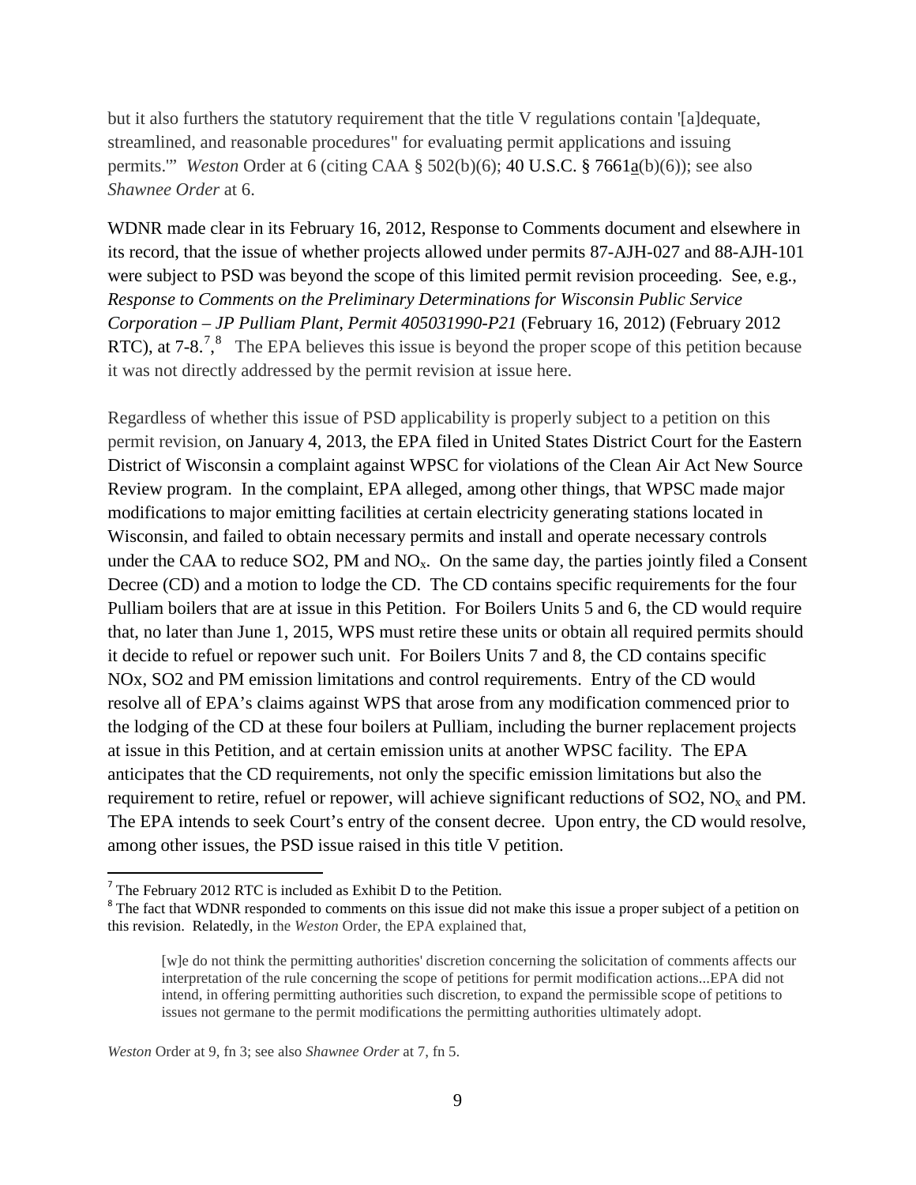but it also furthers the statutory requirement that the title V regulations contain '[a]dequate, streamlined, and reasonable procedures" for evaluating permit applications and issuing permits.'" *Weston* Order at 6 (citing CAA § 502(b)(6); 40 U.S.C. § 7661a(b)(6)); see also *Shawnee Order* at 6.

WDNR made clear in its February 16, 2012, Response to Comments document and elsewhere in its record, that the issue of whether projects allowed under permits 87-AJH-027 and 88-AJH-101 were subject to PSD was beyond the scope of this limited permit revision proceeding. See, e.g., *Response to Comments on the Preliminary Determinations for Wisconsin Public Service Corporation – JP Pulliam Plant, Permit 405031990-P21* (February 16, 2012) (February 2012 RTC), at 7-8.[7],[8] The EPA believes this issue is beyond the proper scope of this petition because it was not directly addressed by the permit revision at issue here.

Regardless of whether this issue of PSD applicability is properly subject to a petition on this permit revision, on January 4, 2013, the EPA filed in United States District Court for the Eastern District of Wisconsin a complaint against WPSC for violations of the Clean Air Act New Source Review program. In the complaint, EPA alleged, among other things, that WPSC made major modifications to major emitting facilities at certain electricity generating stations located in Wisconsin, and failed to obtain necessary permits and install and operate necessary controls under the CAA to reduce SO2, PM and $NO_x$. On the same day, the parties jointly filed a Consent Decree (CD) and a motion to lodge the CD. The CD contains specific requirements for the four Pulliam boilers that are at issue in this Petition. For Boilers Units 5 and 6, the CD would require that, no later than June 1, 2015, WPS must retire these units or obtain all required permits should it decide to refuel or repower such unit. For Boilers Units 7 and 8, the CD contains specific NOx, SO2 and PM emission limitations and control requirements. Entry of the CD would resolve all of EPA's claims against WPS that arose from any modification commenced prior to the lodging of the CD at these four boilers at Pulliam, including the burner replacement projects at issue in this Petition, and at certain emission units at another WPSC facility. The EPA anticipates that the CD requirements, not only the specific emission limitations but also the requirement to retire, refuel or repower, will achieve significant reductions of SO2, $NO_x$ and PM. The EPA intends to seek Court's entry of the consent decree. Upon entry, the CD would resolve, among other issues, the PSD issue raised in this title V petition.

---

[7] The February 2012 RTC is included as Exhibit D to the Petition.

[8] The fact that WDNR responded to comments on this issue did not make this issue a proper subject of a petition on this revision. Relatedly, in the *Weston* Order, the EPA explained that,

> [w]e do not think the permitting authorities' discretion concerning the solicitation of comments affects our interpretation of the rule concerning the scope of petitions for permit modification actions...EPA did not intend, in offering permitting authorities such discretion, to expand the permissible scope of petitions to issues not germane to the permit modifications the permitting authorities ultimately adopt.

*Weston* Order at 9, fn 3; see also *Shawnee Order* at 7, fn 5.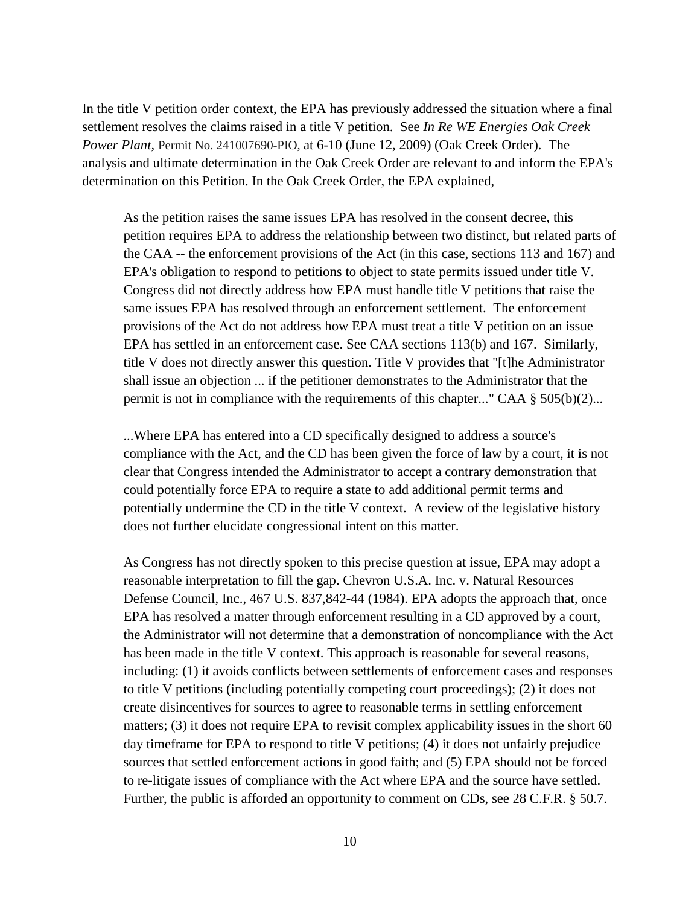In the title V petition order context, the EPA has previously addressed the situation where a final settlement resolves the claims raised in a title V petition. See *In Re WE Energies Oak Creek Power Plant*, Permit No. 241007690-PIO, at 6-10 (June 12, 2009) (Oak Creek Order). The analysis and ultimate determination in the Oak Creek Order are relevant to and inform the EPA's determination on this Petition. In the Oak Creek Order, the EPA explained,

> As the petition raises the same issues EPA has resolved in the consent decree, this petition requires EPA to address the relationship between two distinct, but related parts of the CAA -- the enforcement provisions of the Act (in this case, sections 113 and 167) and EPA's obligation to respond to petitions to object to state permits issued under title V. Congress did not directly address how EPA must handle title V petitions that raise the same issues EPA has resolved through an enforcement settlement. The enforcement provisions of the Act do not address how EPA must treat a title V petition on an issue EPA has settled in an enforcement case. See CAA sections 113(b) and 167. Similarly, title V does not directly answer this question. Title V provides that "[t]he Administrator shall issue an objection ... if the petitioner demonstrates to the Administrator that the permit is not in compliance with the requirements of this chapter..." CAA § 505(b)(2)...
>
> ...Where EPA has entered into a CD specifically designed to address a source's compliance with the Act, and the CD has been given the force of law by a court, it is not clear that Congress intended the Administrator to accept a contrary demonstration that could potentially force EPA to require a state to add additional permit terms and potentially undermine the CD in the title V context. A review of the legislative history does not further elucidate congressional intent on this matter.
>
> As Congress has not directly spoken to this precise question at issue, EPA may adopt a reasonable interpretation to fill the gap. Chevron U.S.A. Inc. v. Natural Resources Defense Council, Inc., 467 U.S. 837,842-44 (1984). EPA adopts the approach that, once EPA has resolved a matter through enforcement resulting in a CD approved by a court, the Administrator will not determine that a demonstration of noncompliance with the Act has been made in the title V context. This approach is reasonable for several reasons, including: (1) it avoids conflicts between settlements of enforcement cases and responses to title V petitions (including potentially competing court proceedings); (2) it does not create disincentives for sources to agree to reasonable terms in settling enforcement matters; (3) it does not require EPA to revisit complex applicability issues in the short 60 day timeframe for EPA to respond to title V petitions; (4) it does not unfairly prejudice sources that settled enforcement actions in good faith; and (5) EPA should not be forced to re-litigate issues of compliance with the Act where EPA and the source have settled. Further, the public is afforded an opportunity to comment on CDs, see 28 C.F.R. § 50.7.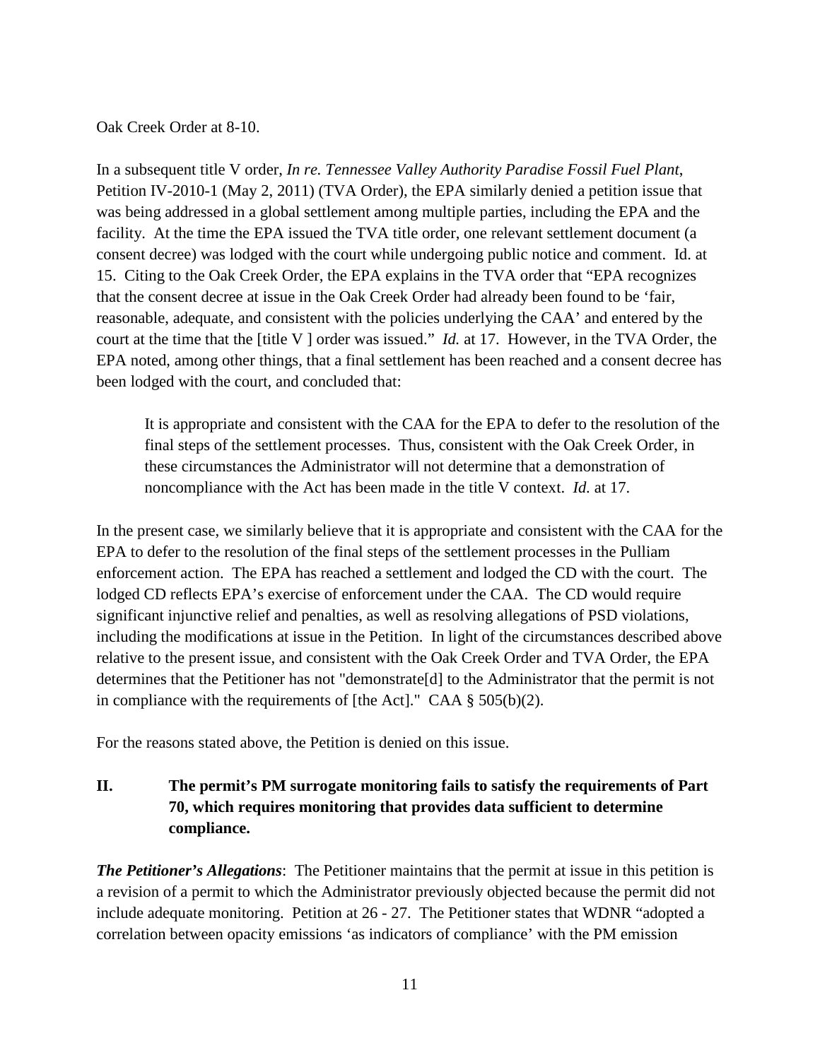Oak Creek Order at 8-10.

In a subsequent title V order, *In re. Tennessee Valley Authority Paradise Fossil Fuel Plant*, Petition IV-2010-1 (May 2, 2011) (TVA Order), the EPA similarly denied a petition issue that was being addressed in a global settlement among multiple parties, including the EPA and the facility. At the time the EPA issued the TVA title order, one relevant settlement document (a consent decree) was lodged with the court while undergoing public notice and comment. Id. at 15. Citing to the Oak Creek Order, the EPA explains in the TVA order that "EPA recognizes that the consent decree at issue in the Oak Creek Order had already been found to be 'fair, reasonable, adequate, and consistent with the policies underlying the CAA' and entered by the court at the time that the [title V ] order was issued." *Id.* at 17. However, in the TVA Order, the EPA noted, among other things, that a final settlement has been reached and a consent decree has been lodged with the court, and concluded that:

> It is appropriate and consistent with the CAA for the EPA to defer to the resolution of the final steps of the settlement processes. Thus, consistent with the Oak Creek Order, in these circumstances the Administrator will not determine that a demonstration of noncompliance with the Act has been made in the title V context. *Id.* at 17.

In the present case, we similarly believe that it is appropriate and consistent with the CAA for the EPA to defer to the resolution of the final steps of the settlement processes in the Pulliam enforcement action. The EPA has reached a settlement and lodged the CD with the court. The lodged CD reflects EPA's exercise of enforcement under the CAA. The CD would require significant injunctive relief and penalties, as well as resolving allegations of PSD violations, including the modifications at issue in the Petition. In light of the circumstances described above relative to the present issue, and consistent with the Oak Creek Order and TVA Order, the EPA determines that the Petitioner has not "demonstrate[d] to the Administrator that the permit is not in compliance with the requirements of [the Act]." CAA § 505(b)(2).

For the reasons stated above, the Petition is denied on this issue.

## II. The permit's PM surrogate monitoring fails to satisfy the requirements of Part 70, which requires monitoring that provides data sufficient to determine compliance.

***The Petitioner's Allegations***: The Petitioner maintains that the permit at issue in this petition is a revision of a permit to which the Administrator previously objected because the permit did not include adequate monitoring. Petition at 26 - 27. The Petitioner states that WDNR "adopted a correlation between opacity emissions 'as indicators of compliance' with the PM emission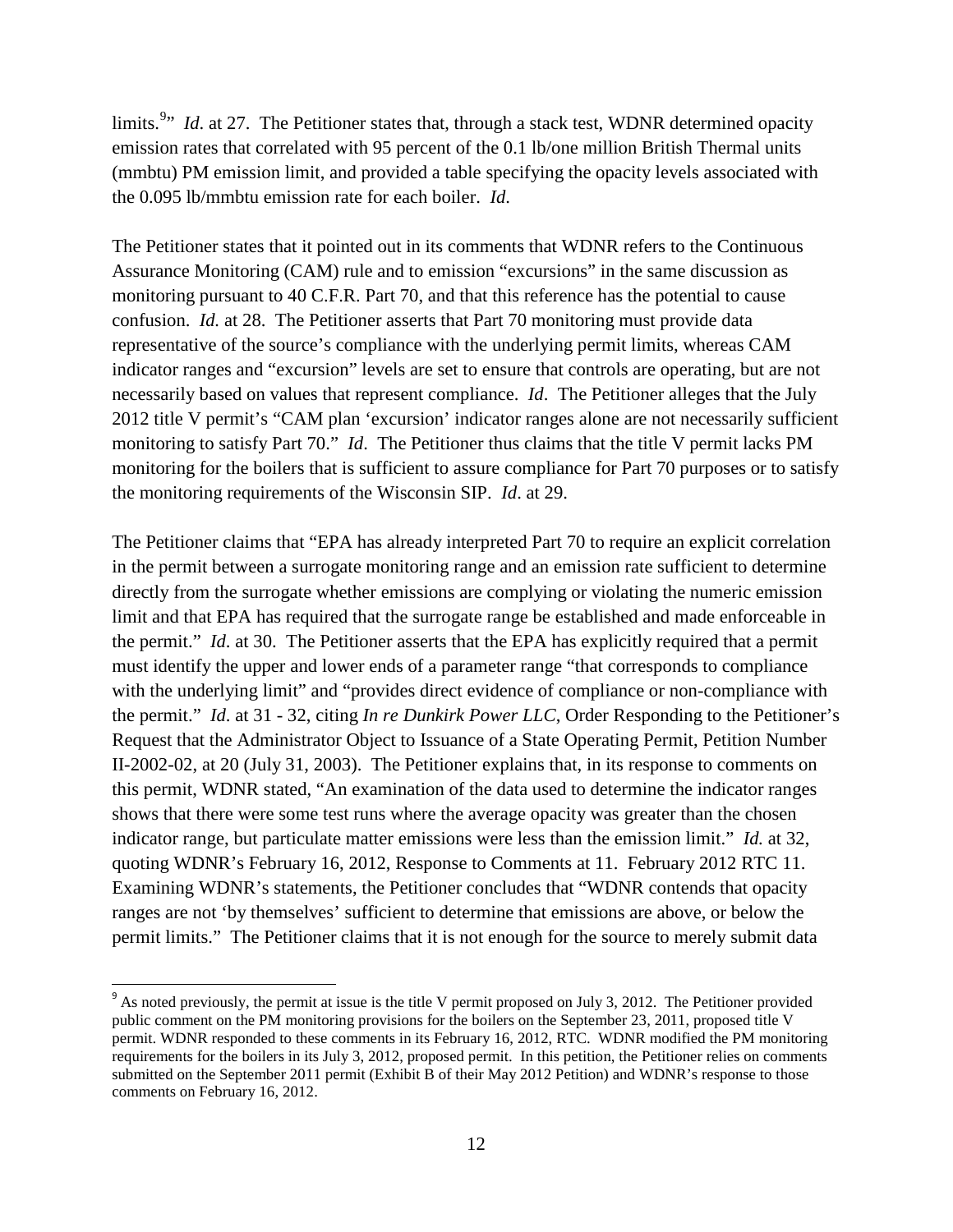limits.[9]" *Id*. at 27. The Petitioner states that, through a stack test, WDNR determined opacity emission rates that correlated with 95 percent of the 0.1 lb/one million British Thermal units (mmbtu) PM emission limit, and provided a table specifying the opacity levels associated with the 0.095 lb/mmbtu emission rate for each boiler. *Id*.

The Petitioner states that it pointed out in its comments that WDNR refers to the Continuous Assurance Monitoring (CAM) rule and to emission "excursions" in the same discussion as monitoring pursuant to 40 C.F.R. Part 70, and that this reference has the potential to cause confusion. *Id.* at 28. The Petitioner asserts that Part 70 monitoring must provide data representative of the source's compliance with the underlying permit limits, whereas CAM indicator ranges and "excursion" levels are set to ensure that controls are operating, but are not necessarily based on values that represent compliance. *Id*. The Petitioner alleges that the July 2012 title V permit's "CAM plan 'excursion' indicator ranges alone are not necessarily sufficient monitoring to satisfy Part 70." *Id*. The Petitioner thus claims that the title V permit lacks PM monitoring for the boilers that is sufficient to assure compliance for Part 70 purposes or to satisfy the monitoring requirements of the Wisconsin SIP. *Id*. at 29.

The Petitioner claims that "EPA has already interpreted Part 70 to require an explicit correlation in the permit between a surrogate monitoring range and an emission rate sufficient to determine directly from the surrogate whether emissions are complying or violating the numeric emission limit and that EPA has required that the surrogate range be established and made enforceable in the permit." *Id*. at 30. The Petitioner asserts that the EPA has explicitly required that a permit must identify the upper and lower ends of a parameter range "that corresponds to compliance with the underlying limit" and "provides direct evidence of compliance or non-compliance with the permit." *Id*. at 31 - 32, citing *In re Dunkirk Power LLC*, Order Responding to the Petitioner's Request that the Administrator Object to Issuance of a State Operating Permit, Petition Number II-2002-02, at 20 (July 31, 2003). The Petitioner explains that, in its response to comments on this permit, WDNR stated, "An examination of the data used to determine the indicator ranges shows that there were some test runs where the average opacity was greater than the chosen indicator range, but particulate matter emissions were less than the emission limit." *Id.* at 32, quoting WDNR's February 16, 2012, Response to Comments at 11. February 2012 RTC 11. Examining WDNR's statements, the Petitioner concludes that "WDNR contends that opacity ranges are not 'by themselves' sufficient to determine that emissions are above, or below the permit limits." The Petitioner claims that it is not enough for the source to merely submit data

---

[9] As noted previously, the permit at issue is the title V permit proposed on July 3, 2012. The Petitioner provided public comment on the PM monitoring provisions for the boilers on the September 23, 2011, proposed title V permit. WDNR responded to these comments in its February 16, 2012, RTC. WDNR modified the PM monitoring requirements for the boilers in its July 3, 2012, proposed permit. In this petition, the Petitioner relies on comments submitted on the September 2011 permit (Exhibit B of their May 2012 Petition) and WDNR's response to those comments on February 16, 2012.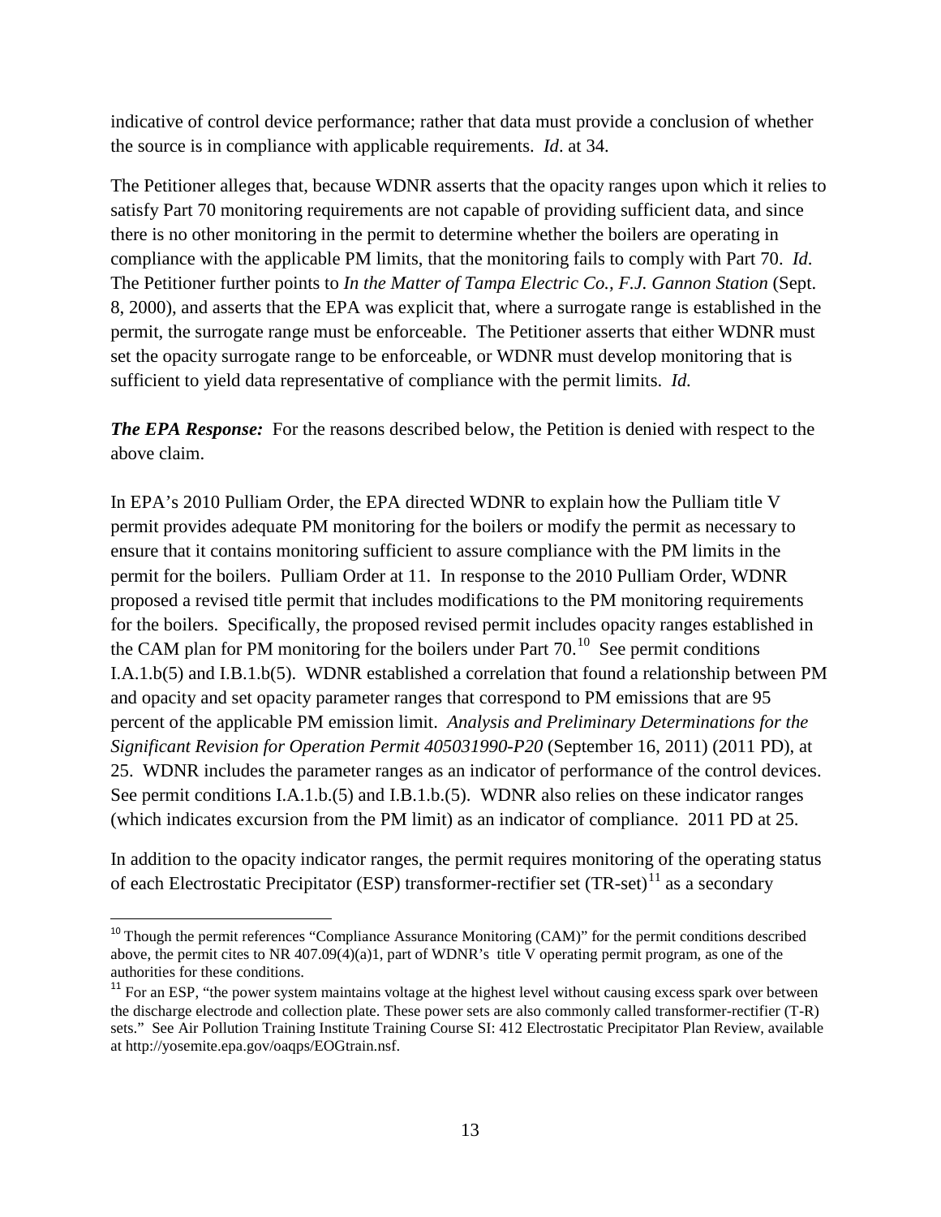indicative of control device performance; rather that data must provide a conclusion of whether the source is in compliance with applicable requirements. *Id*. at 34.

The Petitioner alleges that, because WDNR asserts that the opacity ranges upon which it relies to satisfy Part 70 monitoring requirements are not capable of providing sufficient data, and since there is no other monitoring in the permit to determine whether the boilers are operating in compliance with the applicable PM limits, that the monitoring fails to comply with Part 70. *Id*. The Petitioner further points to *In the Matter of Tampa Electric Co., F.J. Gannon Station* (Sept. 8, 2000), and asserts that the EPA was explicit that, where a surrogate range is established in the permit, the surrogate range must be enforceable. The Petitioner asserts that either WDNR must set the opacity surrogate range to be enforceable, or WDNR must develop monitoring that is sufficient to yield data representative of compliance with the permit limits. *Id.*

***The EPA Response:*** For the reasons described below, the Petition is denied with respect to the above claim.

In EPA's 2010 Pulliam Order, the EPA directed WDNR to explain how the Pulliam title V permit provides adequate PM monitoring for the boilers or modify the permit as necessary to ensure that it contains monitoring sufficient to assure compliance with the PM limits in the permit for the boilers. Pulliam Order at 11. In response to the 2010 Pulliam Order, WDNR proposed a revised title permit that includes modifications to the PM monitoring requirements for the boilers. Specifically, the proposed revised permit includes opacity ranges established in the CAM plan for PM monitoring for the boilers under Part 70.[10] See permit conditions I.A.1.b(5) and I.B.1.b(5). WDNR established a correlation that found a relationship between PM and opacity and set opacity parameter ranges that correspond to PM emissions that are 95 percent of the applicable PM emission limit. *Analysis and Preliminary Determinations for the Significant Revision for Operation Permit 405031990-P20* (September 16, 2011) (2011 PD), at 25. WDNR includes the parameter ranges as an indicator of performance of the control devices. See permit conditions I.A.1.b.(5) and I.B.1.b.(5). WDNR also relies on these indicator ranges (which indicates excursion from the PM limit) as an indicator of compliance. 2011 PD at 25.

In addition to the opacity indicator ranges, the permit requires monitoring of the operating status of each Electrostatic Precipitator (ESP) transformer-rectifier set (TR-set)[11] as a secondary

---

[10] Though the permit references "Compliance Assurance Monitoring (CAM)" for the permit conditions described above, the permit cites to NR 407.09(4)(a)1, part of WDNR's title V operating permit program, as one of the authorities for these conditions.

[11] For an ESP, "the power system maintains voltage at the highest level without causing excess spark over between the discharge electrode and collection plate. These power sets are also commonly called transformer-rectifier (T-R) sets." See Air Pollution Training Institute Training Course SI: 412 Electrostatic Precipitator Plan Review, available at http://yosemite.epa.gov/oaqps/EOGtrain.nsf.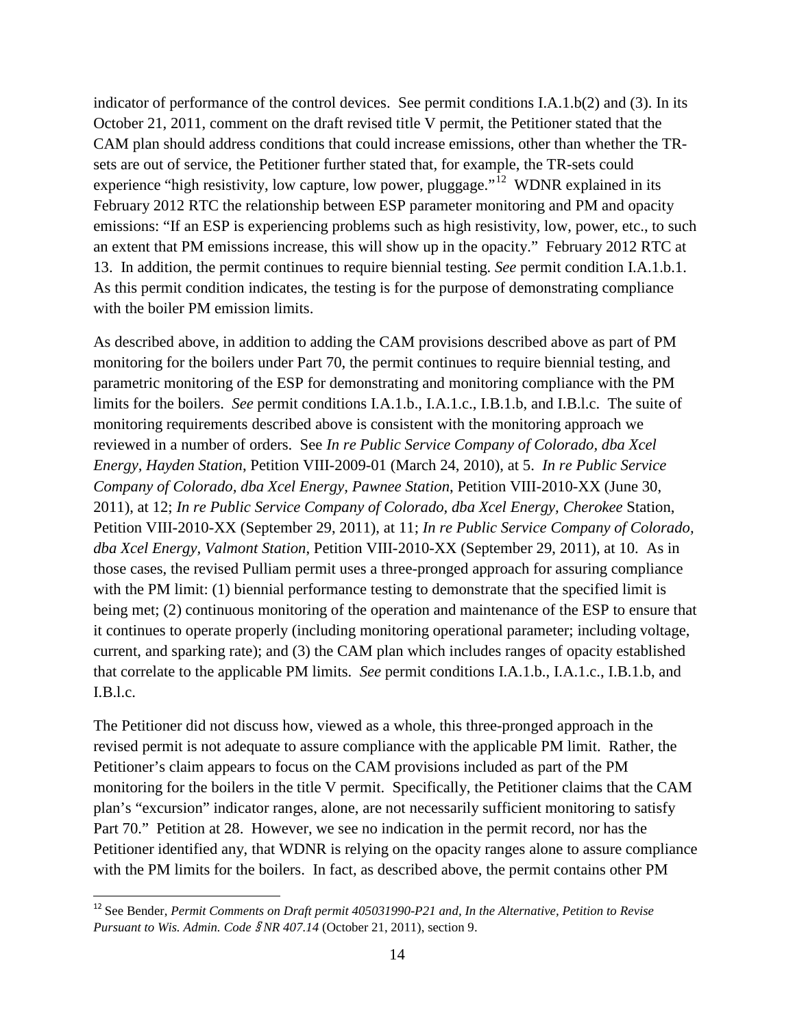indicator of performance of the control devices. See permit conditions I.A.1.b(2) and (3). In its October 21, 2011, comment on the draft revised title V permit, the Petitioner stated that the CAM plan should address conditions that could increase emissions, other than whether the TR-sets are out of service, the Petitioner further stated that, for example, the TR-sets could experience "high resistivity, low capture, low power, pluggage."[12] WDNR explained in its February 2012 RTC the relationship between ESP parameter monitoring and PM and opacity emissions: "If an ESP is experiencing problems such as high resistivity, low, power, etc., to such an extent that PM emissions increase, this will show up in the opacity." February 2012 RTC at 13. In addition, the permit continues to require biennial testing. *See* permit condition I.A.1.b.1. As this permit condition indicates, the testing is for the purpose of demonstrating compliance with the boiler PM emission limits.

As described above, in addition to adding the CAM provisions described above as part of PM monitoring for the boilers under Part 70, the permit continues to require biennial testing, and parametric monitoring of the ESP for demonstrating and monitoring compliance with the PM limits for the boilers. *See* permit conditions I.A.1.b., I.A.1.c., I.B.1.b, and I.B.l.c. The suite of monitoring requirements described above is consistent with the monitoring approach we reviewed in a number of orders. See *In re Public Service Company of Colorado, dba Xcel Energy, Hayden Station*, Petition VIII-2009-01 (March 24, 2010), at 5. *In re Public Service Company of Colorado, dba Xcel Energy, Pawnee Station*, Petition VIII-2010-XX (June 30, 2011), at 12; *In re Public Service Company of Colorado, dba Xcel Energy, Cherokee* Station, Petition VIII-2010-XX (September 29, 2011), at 11; *In re Public Service Company of Colorado, dba Xcel Energy, Valmont Station*, Petition VIII-2010-XX (September 29, 2011), at 10. As in those cases, the revised Pulliam permit uses a three-pronged approach for assuring compliance with the PM limit: (1) biennial performance testing to demonstrate that the specified limit is being met; (2) continuous monitoring of the operation and maintenance of the ESP to ensure that it continues to operate properly (including monitoring operational parameter; including voltage, current, and sparking rate); and (3) the CAM plan which includes ranges of opacity established that correlate to the applicable PM limits. *See* permit conditions I.A.1.b., I.A.1.c., I.B.1.b, and I.B.l.c.

The Petitioner did not discuss how, viewed as a whole, this three-pronged approach in the revised permit is not adequate to assure compliance with the applicable PM limit. Rather, the Petitioner's claim appears to focus on the CAM provisions included as part of the PM monitoring for the boilers in the title V permit. Specifically, the Petitioner claims that the CAM plan's "excursion" indicator ranges, alone, are not necessarily sufficient monitoring to satisfy Part 70." Petition at 28. However, we see no indication in the permit record, nor has the Petitioner identified any, that WDNR is relying on the opacity ranges alone to assure compliance with the PM limits for the boilers. In fact, as described above, the permit contains other PM

[12] See Bender, *Permit Comments on Draft permit 405031990-P21 and, In the Alternative, Petition to Revise Pursuant to Wis. Admin. Code* § *NR 407.14* (October 21, 2011), section 9.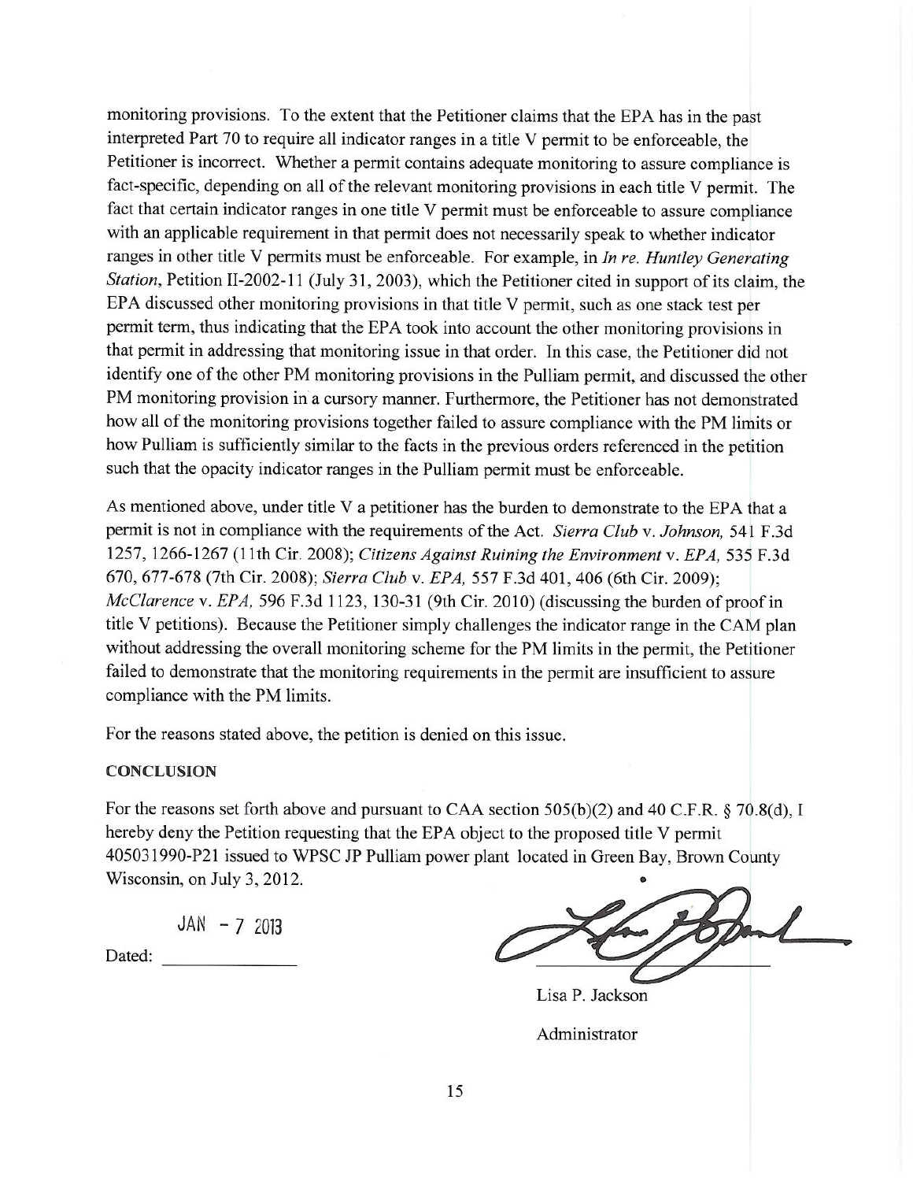monitoring provisions. To the extent that the Petitioner claims that the EPA has in the past interpreted Part 70 to require all indicator ranges in a title V permit to be enforceable, the Petitioner is incorrect. Whether a permit contains adequate monitoring to assure compliance is fact-specific, depending on all of the relevant monitoring provisions in each title V permit. The fact that certain indicator ranges in one title V permit must be enforceable to assure compliance with an applicable requirement in that permit does not necessarily speak to whether indicator ranges in other title V permits must be enforceable. For example, in *In re. Huntley Generating Station*, Petition II-2002-11 (July 31, 2003), which the Petitioner cited in support of its claim, the EPA discussed other monitoring provisions in that title V permit, such as one stack test per permit term, thus indicating that the EPA took into account the other monitoring provisions in that permit in addressing that monitoring issue in that order. In this case, the Petitioner did not identify one of the other PM monitoring provisions in the Pulliam permit, and discussed the other PM monitoring provision in a cursory manner. Furthermore, the Petitioner has not demonstrated how all of the monitoring provisions together failed to assure compliance with the PM limits or how Pulliam is sufficiently similar to the facts in the previous orders referenced in the petition such that the opacity indicator ranges in the Pulliam permit must be enforceable.

As mentioned above, under title V a petitioner has the burden to demonstrate to the EPA that a permit is not in compliance with the requirements of the Act. *Sierra Club* v. *Johnson,* 541 F.3d 1257, 1266-1267 (11th Cir. 2008); *Citizens Against Ruining the Environment* v. *EPA,* 535 F.3d 670, 677-678 (7th Cir. 2008); *Sierra Club* v. *EPA,* 557 F.3d 401, 406 (6th Cir. 2009); *McClarence* v. *EPA,* 596 F.3d 1123, 130-31 (9th Cir. 2010) (discussing the burden of proof in title V petitions). Because the Petitioner simply challenges the indicator range in the CAM plan without addressing the overall monitoring scheme for the PM limits in the permit, the Petitioner failed to demonstrate that the monitoring requirements in the permit are insufficient to assure compliance with the PM limits.

For the reasons stated above, the petition is denied on this issue.

**CONCLUSION**

For the reasons set forth above and pursuant to CAA section 505(b)(2) and 40 C.F.R. § 70.8(d), I hereby deny the Petition requesting that the EPA object to the proposed title V permit 405031990-P21 issued to WPSC JP Pulliam power plant located in Green Bay, Brown County Wisconsin, on July 3, 2012.

Dated: JAN - 7 2013

Lisa P. Jackson

Administrator